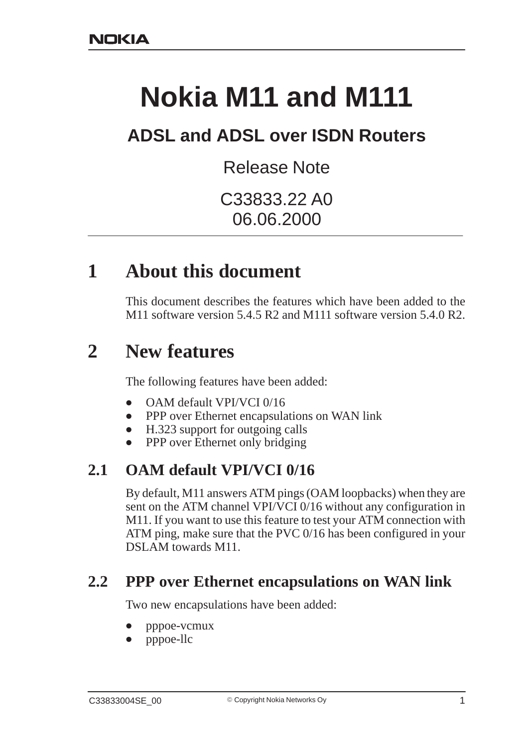NOKIA

# Nokia M11 and M111

## ADSL and ADSL over ISDN Routers

Release Note

C33833.22 A0
06.06.2000

## 1 About this document

This document describes the features which have been added to the M11 software version 5.4.5 R2 and M111 software version 5.4.0 R2.

## 2 New features

The following features have been added:

- OAM default VPI/VCI 0/16
- PPP over Ethernet encapsulations on WAN link
- H.323 support for outgoing calls
- PPP over Ethernet only bridging

### 2.1 OAM default VPI/VCI 0/16

By default, M11 answers ATM pings (OAM loopbacks) when they are sent on the ATM channel VPI/VCI 0/16 without any configuration in M11. If you want to use this feature to test your ATM connection with ATM ping, make sure that the PVC 0/16 has been configured in your DSLAM towards M11.

### 2.2 PPP over Ethernet encapsulations on WAN link

Two new encapsulations have been added:

- pppoe-vcmux
- pppoe-llc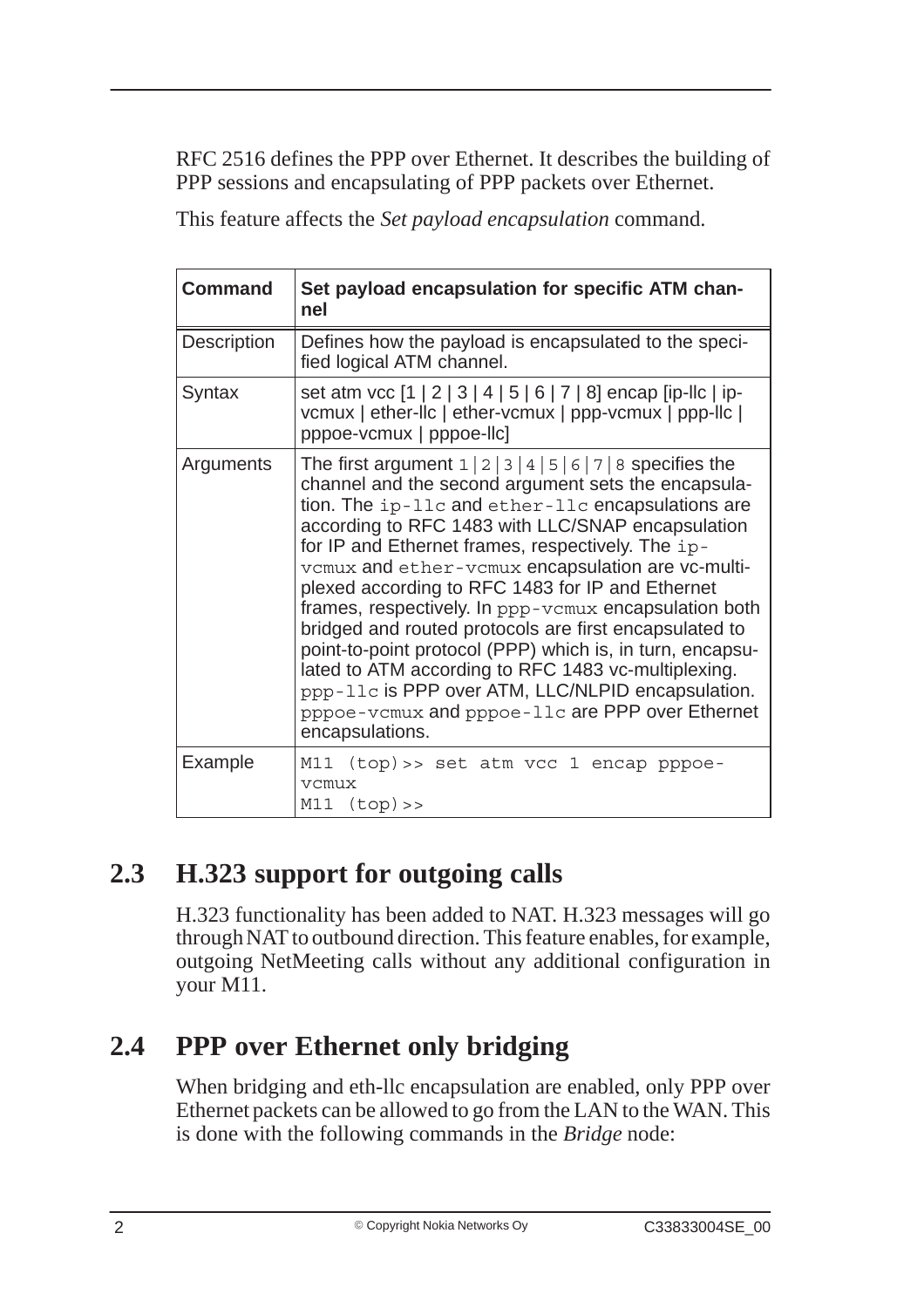RFC 2516 defines the PPP over Ethernet. It describes the building of PPP sessions and encapsulating of PPP packets over Ethernet.

This feature affects the *Set payload encapsulation* command.

| Command | Set payload encapsulation for specific ATM channel |
|---|---|
| Description | Defines how the payload is encapsulated to the specified logical ATM channel. |
| Syntax | set atm vcc [1 \| 2 \| 3 \| 4 \| 5 \| 6 \| 7 \| 8] encap [ip-llc \| ip-vcmux \| ether-llc \| ether-vcmux \| ppp-vcmux \| ppp-llc \| pppoe-vcmux \| pppoe-llc] |
| Arguments | The first argument `1\|2\|3\|4\|5\|6\|7\|8` specifies the channel and the second argument sets the encapsulation. The `ip-llc` and `ether-llc` encapsulations are according to RFC 1483 with LLC/SNAP encapsulation for IP and Ethernet frames, respectively. The `ip-vcmux` and `ether-vcmux` encapsulation are vc-multiplexed according to RFC 1483 for IP and Ethernet frames, respectively. In `ppp-vcmux` encapsulation both bridged and routed protocols are first encapsulated to point-to-point protocol (PPP) which is, in turn, encapsulated to ATM according to RFC 1483 vc-multiplexing. `ppp-llc` is PPP over ATM, LLC/NLPID encapsulation. `pppoe-vcmux` and `pppoe-llc` are PPP over Ethernet encapsulations. |
| Example | `M11 (top)>> set atm vcc 1 encap pppoe-vcmux`<br>`M11 (top)>>` |

## 2.3 H.323 support for outgoing calls

H.323 functionality has been added to NAT. H.323 messages will go through NAT to outbound direction. This feature enables, for example, outgoing NetMeeting calls without any additional configuration in your M11.

## 2.4 PPP over Ethernet only bridging

When bridging and eth-llc encapsulation are enabled, only PPP over Ethernet packets can be allowed to go from the LAN to the WAN. This is done with the following commands in the *Bridge* node: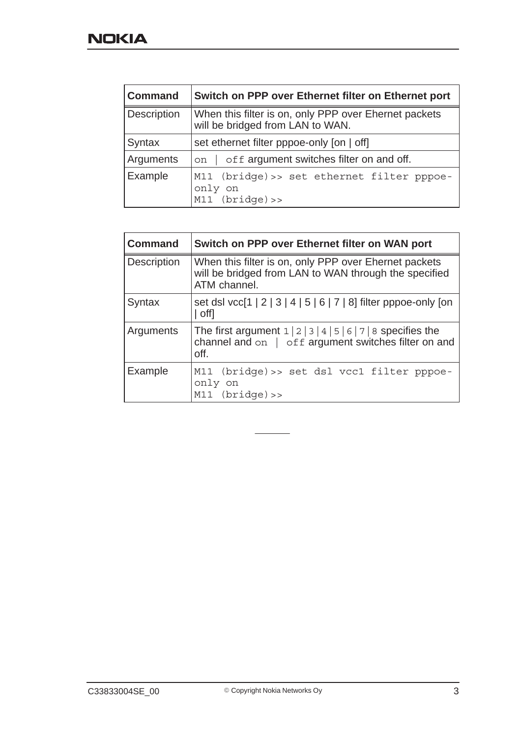| Command | Switch on PPP over Ethernet filter on Ethernet port |
|---|---|
| Description | When this filter is on, only PPP over Ehernet packets will be bridged from LAN to WAN. |
| Syntax | set ethernet filter pppoe-only [on \| off] |
| Arguments | `on | off` argument switches filter on and off. |
| Example | `M11 (bridge)>> set ethernet filter pppoe-only on`<br>`M11 (bridge)>>` |

| Command | Switch on PPP over Ethernet filter on WAN port |
|---|---|
| Description | When this filter is on, only PPP over Ehernet packets will be bridged from LAN to WAN through the specified ATM channel. |
| Syntax | set dsl vcc[1 \| 2 \| 3 \| 4 \| 5 \| 6 \| 7 \| 8] filter pppoe-only [on \| off] |
| Arguments | The first argument `1|2|3|4|5|6|7|8` specifies the channel and `on | off` argument switches filter on and off. |
| Example | `M11 (bridge)>> set dsl vcc1 filter pppoe-only on`<br>`M11 (bridge)>>` |